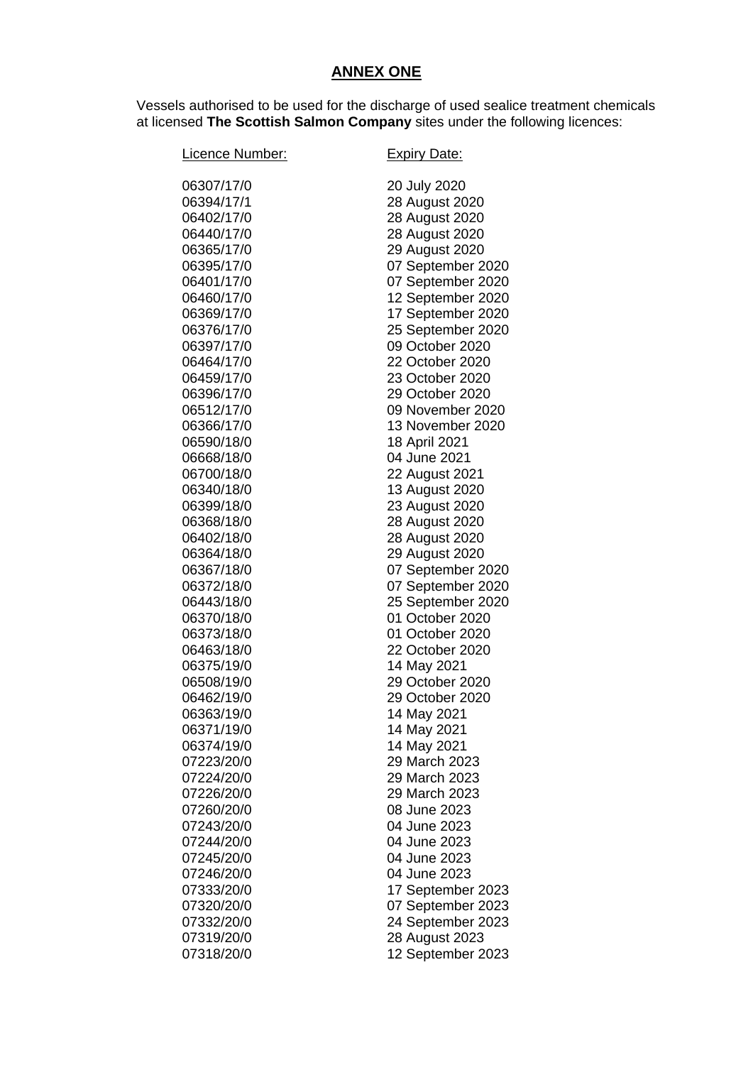# ANNEX ONE

Vessels authorised to be used for the discharge of used sealice treatment chemicals at licensed **The Scottish Salmon Company** sites under the following licences:

| Licence Number: | Expiry Date: |
|---|---|
| 06307/17/0 | 20 July 2020 |
| 06394/17/1 | 28 August 2020 |
| 06402/17/0 | 28 August 2020 |
| 06440/17/0 | 28 August 2020 |
| 06365/17/0 | 29 August 2020 |
| 06395/17/0 | 07 September 2020 |
| 06401/17/0 | 07 September 2020 |
| 06460/17/0 | 12 September 2020 |
| 06369/17/0 | 17 September 2020 |
| 06376/17/0 | 25 September 2020 |
| 06397/17/0 | 09 October 2020 |
| 06464/17/0 | 22 October 2020 |
| 06459/17/0 | 23 October 2020 |
| 06396/17/0 | 29 October 2020 |
| 06512/17/0 | 09 November 2020 |
| 06366/17/0 | 13 November 2020 |
| 06590/18/0 | 18 April 2021 |
| 06668/18/0 | 04 June 2021 |
| 06700/18/0 | 22 August 2021 |
| 06340/18/0 | 13 August 2020 |
| 06399/18/0 | 23 August 2020 |
| 06368/18/0 | 28 August 2020 |
| 06402/18/0 | 28 August 2020 |
| 06364/18/0 | 29 August 2020 |
| 06367/18/0 | 07 September 2020 |
| 06372/18/0 | 07 September 2020 |
| 06443/18/0 | 25 September 2020 |
| 06370/18/0 | 01 October 2020 |
| 06373/18/0 | 01 October 2020 |
| 06463/18/0 | 22 October 2020 |
| 06375/19/0 | 14 May 2021 |
| 06508/19/0 | 29 October 2020 |
| 06462/19/0 | 29 October 2020 |
| 06363/19/0 | 14 May 2021 |
| 06371/19/0 | 14 May 2021 |
| 06374/19/0 | 14 May 2021 |
| 07223/20/0 | 29 March 2023 |
| 07224/20/0 | 29 March 2023 |
| 07226/20/0 | 29 March 2023 |
| 07260/20/0 | 08 June 2023 |
| 07243/20/0 | 04 June 2023 |
| 07244/20/0 | 04 June 2023 |
| 07245/20/0 | 04 June 2023 |
| 07246/20/0 | 04 June 2023 |
| 07333/20/0 | 17 September 2023 |
| 07320/20/0 | 07 September 2023 |
| 07332/20/0 | 24 September 2023 |
| 07319/20/0 | 28 August 2023 |
| 07318/20/0 | 12 September 2023 |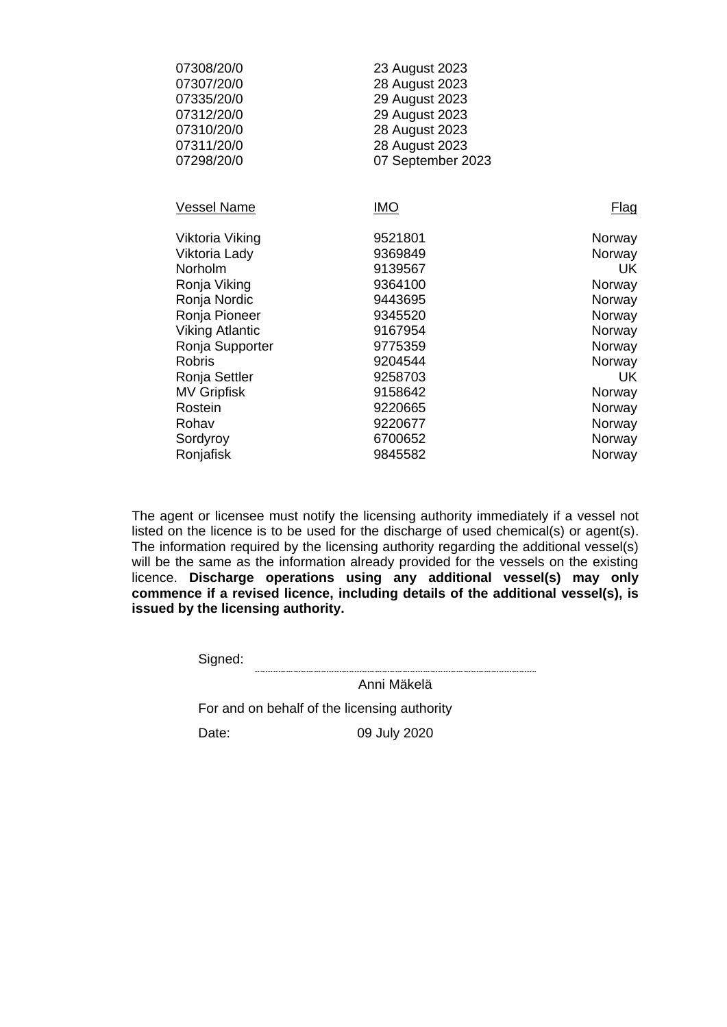| | |
|---|---|
| 07308/20/0 | 23 August 2023 |
| 07307/20/0 | 28 August 2023 |
| 07335/20/0 | 29 August 2023 |
| 07312/20/0 | 29 August 2023 |
| 07310/20/0 | 28 August 2023 |
| 07311/20/0 | 28 August 2023 |
| 07298/20/0 | 07 September 2023 |

| Vessel Name | IMO | Flag |
|---|---|---|
| Viktoria Viking | 9521801 | Norway |
| Viktoria Lady | 9369849 | Norway |
| Norholm | 9139567 | UK |
| Ronja Viking | 9364100 | Norway |
| Ronja Nordic | 9443695 | Norway |
| Ronja Pioneer | 9345520 | Norway |
| Viking Atlantic | 9167954 | Norway |
| Ronja Supporter | 9775359 | Norway |
| Robris | 9204544 | Norway |
| Ronja Settler | 9258703 | UK |
| MV Gripfisk | 9158642 | Norway |
| Rostein | 9220665 | Norway |
| Rohav | 9220677 | Norway |
| Sordyroy | 6700652 | Norway |
| Ronjafisk | 9845582 | Norway |

The agent or licensee must notify the licensing authority immediately if a vessel not listed on the licence is to be used for the discharge of used chemical(s) or agent(s). The information required by the licensing authority regarding the additional vessel(s) will be the same as the information already provided for the vessels on the existing licence. **Discharge operations using any additional vessel(s) may only commence if a revised licence, including details of the additional vessel(s), is issued by the licensing authority.**

Signed: ..............................................................

Anni Mäkelä

For and on behalf of the licensing authority

Date: 09 July 2020